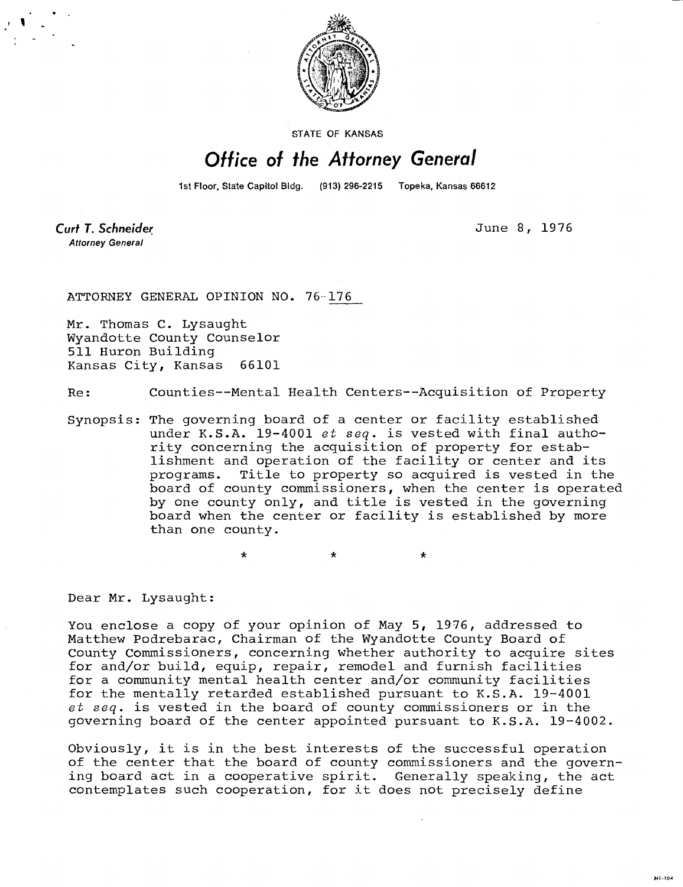STATE OF KANSAS

# Office of the Attorney General

1st Floor, State Capitol Bldg. (913) 296-2215 Topeka, Kansas 66612

**Curt T. Schneider**
*Attorney General*

June 8, 1976

ATTORNEY GENERAL OPINION NO. 76-176

Mr. Thomas C. Lysaught
Wyandotte County Counselor
511 Huron Building
Kansas City, Kansas 66101

Re: Counties--Mental Health Centers--Acquisition of Property

Synopsis: The governing board of a center or facility established under K.S.A. 19-4001 *et seq.* is vested with final authority concerning the acquisition of property for establishment and operation of the facility or center and its programs. Title to property so acquired is vested in the board of county commissioners, when the center is operated by one county only, and title is vested in the governing board when the center or facility is established by more than one county.

\* \* \*

Dear Mr. Lysaught:

You enclose a copy of your opinion of May 5, 1976, addressed to Matthew Podrebarac, Chairman of the Wyandotte County Board of County Commissioners, concerning whether authority to acquire sites for and/or build, equip, repair, remodel and furnish facilities for a community mental health center and/or community facilities for the mentally retarded established pursuant to K.S.A. 19-4001 *et seq.* is vested in the board of county commissioners or in the governing board of the center appointed pursuant to K.S.A. 19-4002.

Obviously, it is in the best interests of the successful operation of the center that the board of county commissioners and the governing board act in a cooperative spirit. Generally speaking, the act contemplates such cooperation, for it does not precisely define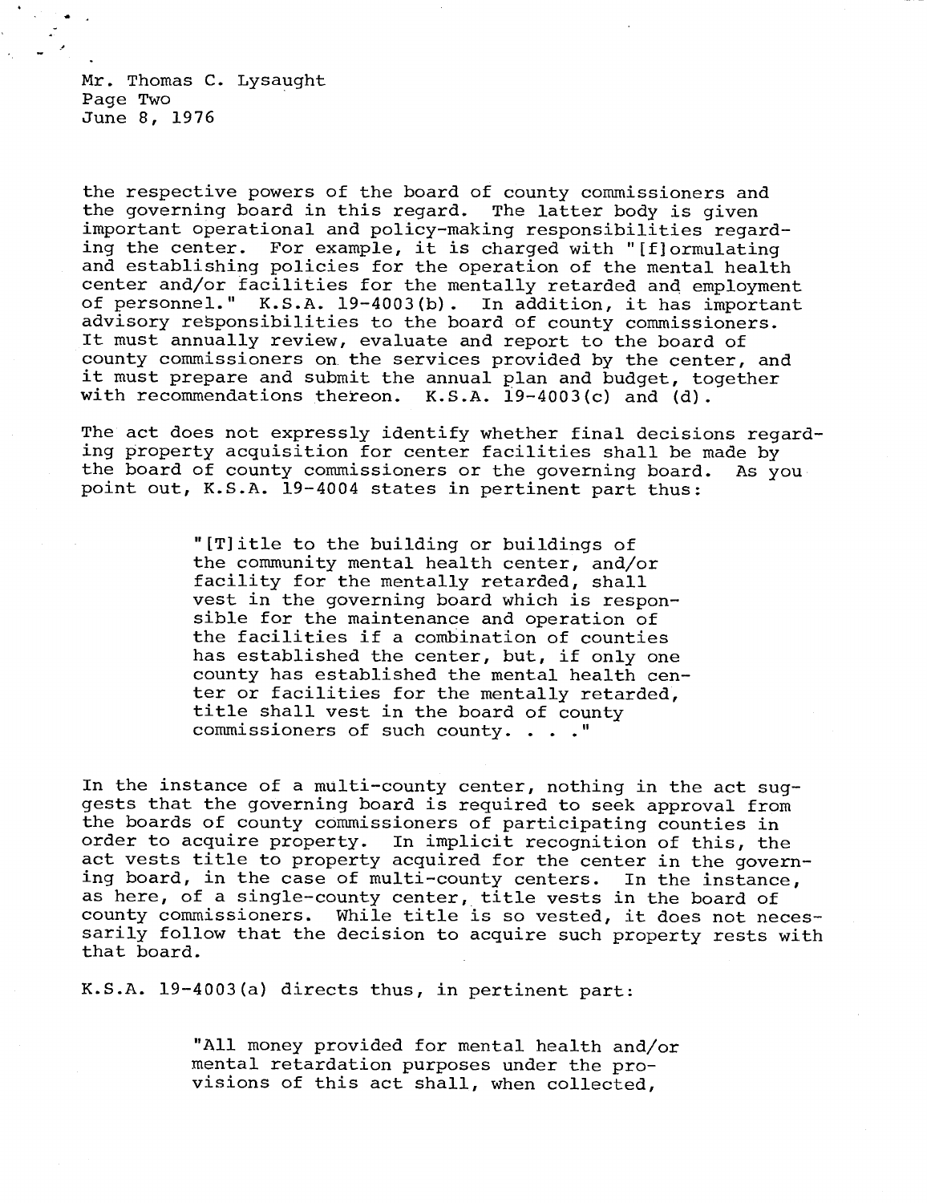the respective powers of the board of county commissioners and the governing board in this regard. The latter body is given important operational and policy-making responsibilities regarding the center. For example, it is charged with "[f]ormulating and establishing policies for the operation of the mental health center and/or facilities for the mentally retarded and employment of personnel." K.S.A. 19-4003(b). In addition, it has important advisory responsibilities to the board of county commissioners. It must annually review, evaluate and report to the board of county commissioners on the services provided by the center, and it must prepare and submit the annual plan and budget, together with recommendations thereon. K.S.A. 19-4003(c) and (d).

The act does not expressly identify whether final decisions regarding property acquisition for center facilities shall be made by the board of county commissioners or the governing board. As you point out, K.S.A. 19-4004 states in pertinent part thus:

> "[T]itle to the building or buildings of the community mental health center, and/or facility for the mentally retarded, shall vest in the governing board which is responsible for the maintenance and operation of the facilities if a combination of counties has established the center, but, if only one county has established the mental health center or facilities for the mentally retarded, title shall vest in the board of county commissioners of such county. . . ."

In the instance of a multi-county center, nothing in the act suggests that the governing board is required to seek approval from the boards of county commissioners of participating counties in order to acquire property. In implicit recognition of this, the act vests title to property acquired for the center in the governing board, in the case of multi-county centers. In the instance, as here, of a single-county center, title vests in the board of county commissioners. While title is so vested, it does not necessarily follow that the decision to acquire such property rests with that board.

K.S.A. 19-4003(a) directs thus, in pertinent part:

> "All money provided for mental health and/or mental retardation purposes under the provisions of this act shall, when collected,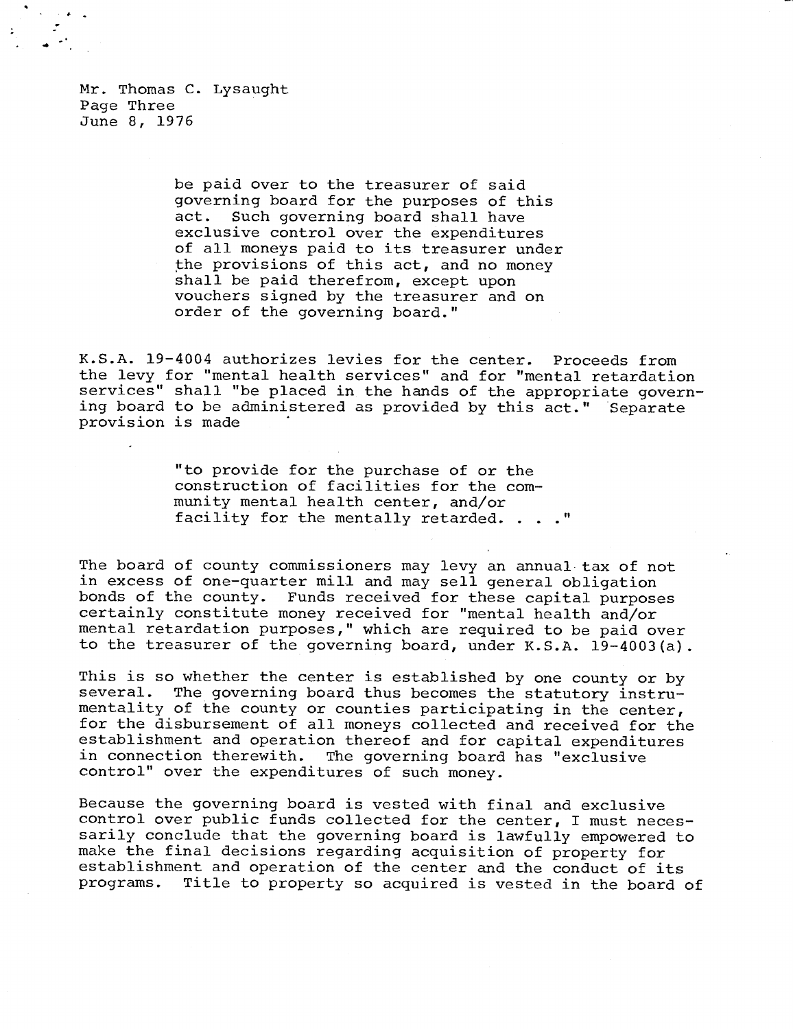be paid over to the treasurer of said governing board for the purposes of this act. Such governing board shall have exclusive control over the expenditures of all moneys paid to its treasurer under the provisions of this act, and no money shall be paid therefrom, except upon vouchers signed by the treasurer and on order of the governing board."

K.S.A. 19-4004 authorizes levies for the center. Proceeds from the levy for "mental health services" and for "mental retardation services" shall "be placed in the hands of the appropriate governing board to be administered as provided by this act." Separate provision is made

> "to provide for the purchase of or the construction of facilities for the community mental health center, and/or facility for the mentally retarded. . . ."

The board of county commissioners may levy an annual tax of not in excess of one-quarter mill and may sell general obligation bonds of the county. Funds received for these capital purposes certainly constitute money received for "mental health and/or mental retardation purposes," which are required to be paid over to the treasurer of the governing board, under K.S.A. 19-4003(a).

This is so whether the center is established by one county or by several. The governing board thus becomes the statutory instrumentality of the county or counties participating in the center, for the disbursement of all moneys collected and received for the establishment and operation thereof and for capital expenditures in connection therewith. The governing board has "exclusive control" over the expenditures of such money.

Because the governing board is vested with final and exclusive control over public funds collected for the center, I must necessarily conclude that the governing board is lawfully empowered to make the final decisions regarding acquisition of property for establishment and operation of the center and the conduct of its programs. Title to property so acquired is vested in the board of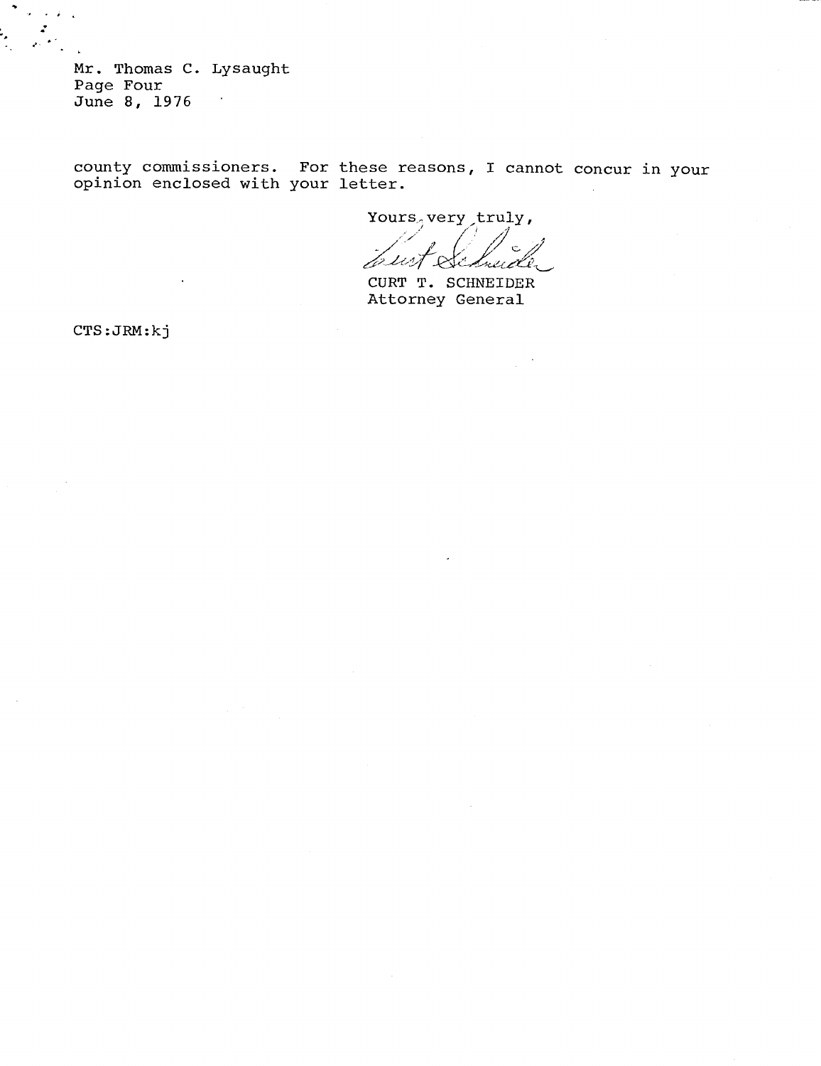Mr. Thomas C. Lysaught
Page Four
June 8, 1976

county commissioners. For these reasons, I cannot concur in your opinion enclosed with your letter.

Yours very truly,

CURT T. SCHNEIDER
Attorney General

CTS:JRM:kj